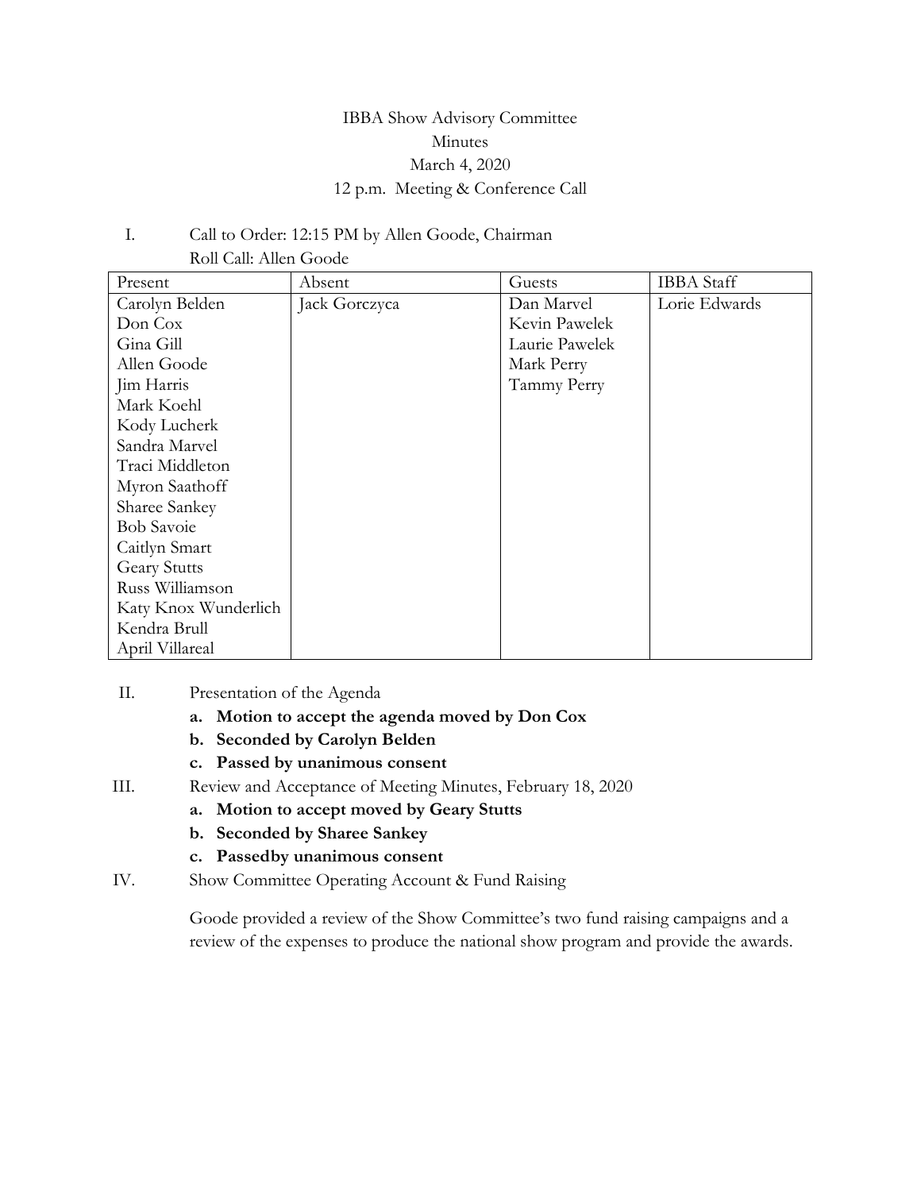# IBBA Show Advisory Committee

## Minutes

### March 4, 2020

### 12 p.m. Meeting & Conference Call

I. Call to Order: 12:15 PM by Allen Goode, Chairman

Roll Call: Allen Goode

| Present | Absent | Guests | IBBA Staff |
|---|---|---|---|
| Carolyn Belden | Jack Gorczyca | Dan Marvel | Lorie Edwards |
| Don Cox | | Kevin Pawelek | |
| Gina Gill | | Laurie Pawelek | |
| Allen Goode | | Mark Perry | |
| Jim Harris | | Tammy Perry | |
| Mark Koehl | | | |
| Kody Lucherk | | | |
| Sandra Marvel | | | |
| Traci Middleton | | | |
| Myron Saathoff | | | |
| Sharee Sankey | | | |
| Bob Savoie | | | |
| Caitlyn Smart | | | |
| Geary Stutts | | | |
| Russ Williamson | | | |
| Katy Knox Wunderlich | | | |
| Kendra Brull | | | |
| April Villareal | | | |

II. Presentation of the Agenda

- a. **Motion to accept the agenda moved by Don Cox**
- b. **Seconded by Carolyn Belden**
- c. **Passed by unanimous consent**

III. Review and Acceptance of Meeting Minutes, February 18, 2020

- a. **Motion to accept moved by Geary Stutts**
- b. **Seconded by Sharee Sankey**
- c. **Passedby unanimous consent**

IV. Show Committee Operating Account & Fund Raising

Goode provided a review of the Show Committee's two fund raising campaigns and a review of the expenses to produce the national show program and provide the awards.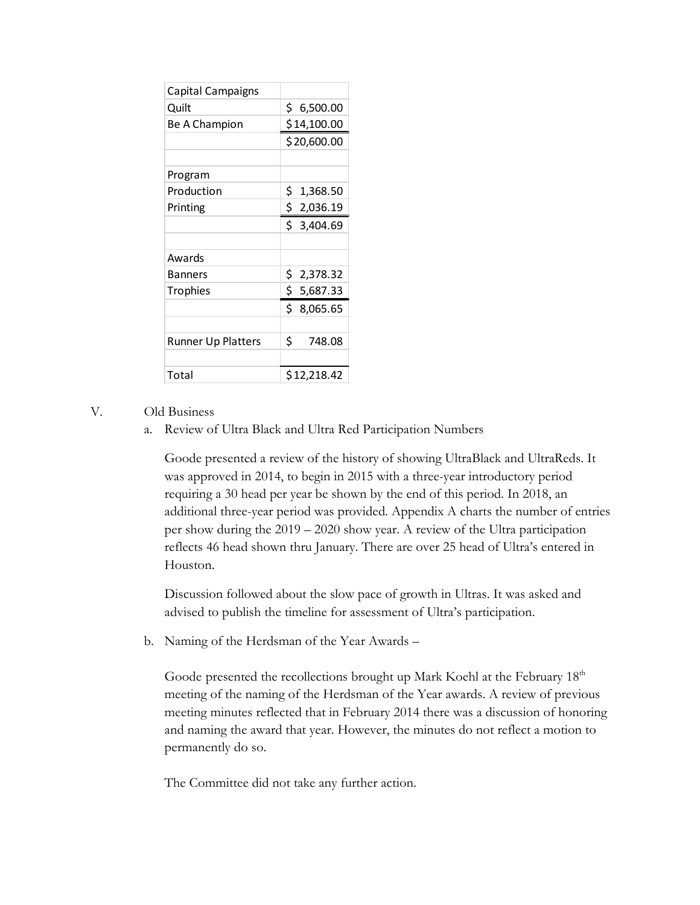| Capital Campaigns | |
|---|---|
| Quilt | $ 6,500.00 |
| Be A Champion | $14,100.00 |
| | $20,600.00 |
| | |
| Program | |
| Production | $ 1,368.50 |
| Printing | $ 2,036.19 |
| | $ 3,404.69 |
| | |
| Awards | |
| Banners | $ 2,378.32 |
| Trophies | $ 5,687.33 |
| | $ 8,065.65 |
| | |
| Runner Up Platters | $ 748.08 |
| | |
| Total | $12,218.42 |

V. Old Business

a. Review of Ultra Black and Ultra Red Participation Numbers

Goode presented a review of the history of showing UltraBlack and UltraReds. It was approved in 2014, to begin in 2015 with a three-year introductory period requiring a 30 head per year be shown by the end of this period. In 2018, an additional three-year period was provided. Appendix A charts the number of entries per show during the 2019 – 2020 show year. A review of the Ultra participation reflects 46 head shown thru January. There are over 25 head of Ultra's entered in Houston.

Discussion followed about the slow pace of growth in Ultras. It was asked and advised to publish the timeline for assessment of Ultra's participation.

b. Naming of the Herdsman of the Year Awards –

Goode presented the recollections brought up Mark Koehl at the February 18th meeting of the naming of the Herdsman of the Year awards. A review of previous meeting minutes reflected that in February 2014 there was a discussion of honoring and naming the award that year. However, the minutes do not reflect a motion to permanently do so.

The Committee did not take any further action.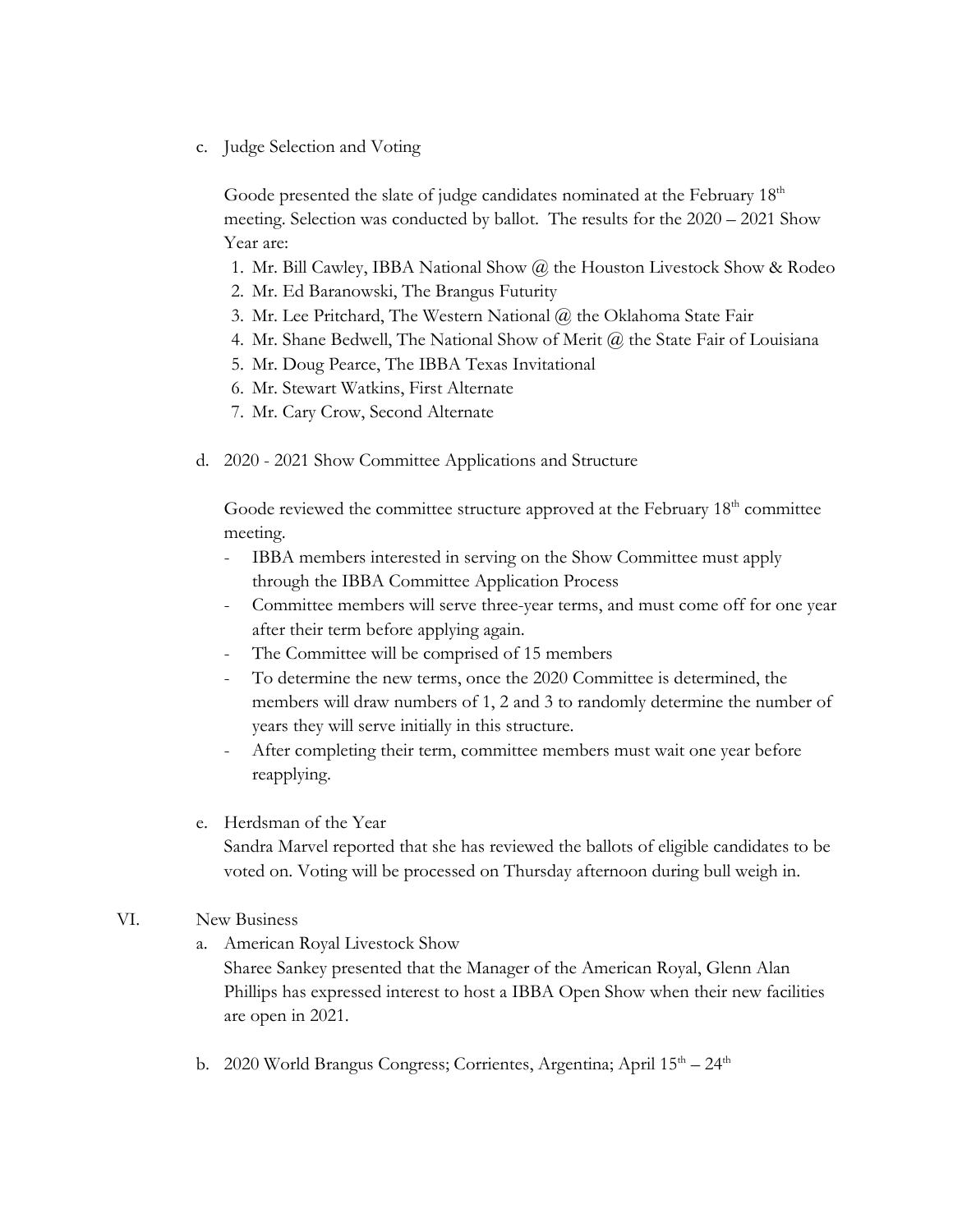c. Judge Selection and Voting

Goode presented the slate of judge candidates nominated at the February 18th meeting. Selection was conducted by ballot. The results for the 2020 – 2021 Show Year are:

1. Mr. Bill Cawley, IBBA National Show @ the Houston Livestock Show & Rodeo
2. Mr. Ed Baranowski, The Brangus Futurity
3. Mr. Lee Pritchard, The Western National @ the Oklahoma State Fair
4. Mr. Shane Bedwell, The National Show of Merit @ the State Fair of Louisiana
5. Mr. Doug Pearce, The IBBA Texas Invitational
6. Mr. Stewart Watkins, First Alternate
7. Mr. Cary Crow, Second Alternate

d. 2020 - 2021 Show Committee Applications and Structure

Goode reviewed the committee structure approved at the February 18th committee meeting.

- IBBA members interested in serving on the Show Committee must apply through the IBBA Committee Application Process
- Committee members will serve three-year terms, and must come off for one year after their term before applying again.
- The Committee will be comprised of 15 members
- To determine the new terms, once the 2020 Committee is determined, the members will draw numbers of 1, 2 and 3 to randomly determine the number of years they will serve initially in this structure.
- After completing their term, committee members must wait one year before reapplying.

e. Herdsman of the Year

Sandra Marvel reported that she has reviewed the ballots of eligible candidates to be voted on. Voting will be processed on Thursday afternoon during bull weigh in.

VI. New Business

a. American Royal Livestock Show

Sharee Sankey presented that the Manager of the American Royal, Glenn Alan Phillips has expressed interest to host a IBBA Open Show when their new facilities are open in 2021.

b. 2020 World Brangus Congress; Corrientes, Argentina; April 15th – 24th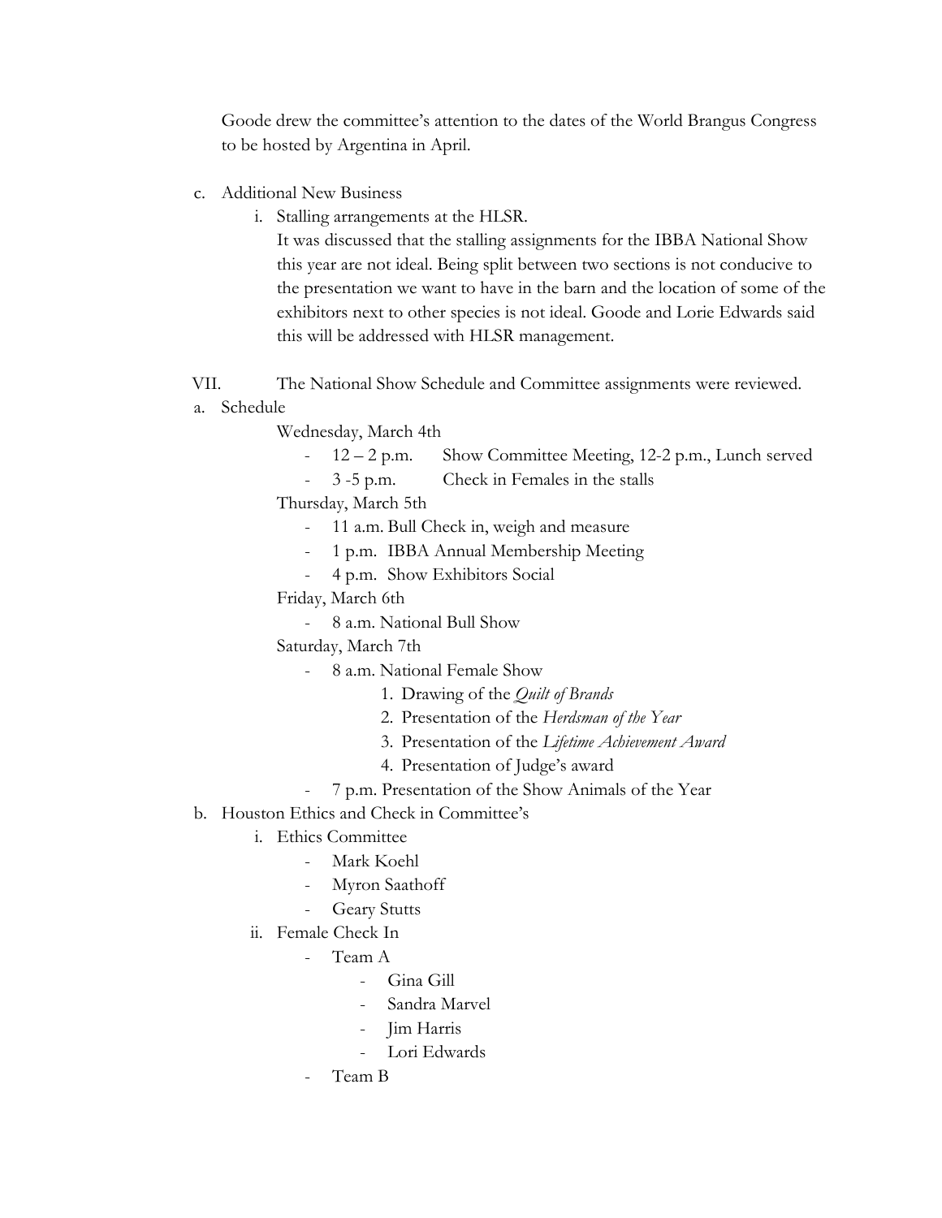Goode drew the committee's attention to the dates of the World Brangus Congress to be hosted by Argentina in April.

c. Additional New Business
   i. Stalling arrangements at the HLSR.
      It was discussed that the stalling assignments for the IBBA National Show this year are not ideal. Being split between two sections is not conducive to the presentation we want to have in the barn and the location of some of the exhibitors next to other species is not ideal. Goode and Lorie Edwards said this will be addressed with HLSR management.

VII. The National Show Schedule and Committee assignments were reviewed.

a. Schedule

   Wednesday, March 4th
   - 12 – 2 p.m. Show Committee Meeting, 12-2 p.m., Lunch served
   - 3 -5 p.m. Check in Females in the stalls

   Thursday, March 5th
   - 11 a.m. Bull Check in, weigh and measure
   - 1 p.m. IBBA Annual Membership Meeting
   - 4 p.m. Show Exhibitors Social

   Friday, March 6th
   - 8 a.m. National Bull Show

   Saturday, March 7th
   - 8 a.m. National Female Show
     1. Drawing of the *Quilt of Brands*
     2. Presentation of the *Herdsman of the Year*
     3. Presentation of the *Lifetime Achievement Award*
     4. Presentation of Judge's award
   - 7 p.m. Presentation of the Show Animals of the Year

b. Houston Ethics and Check in Committee's
   i. Ethics Committee
      - Mark Koehl
      - Myron Saathoff
      - Geary Stutts
   ii. Female Check In
      - Team A
        - Gina Gill
        - Sandra Marvel
        - Jim Harris
        - Lori Edwards
      - Team B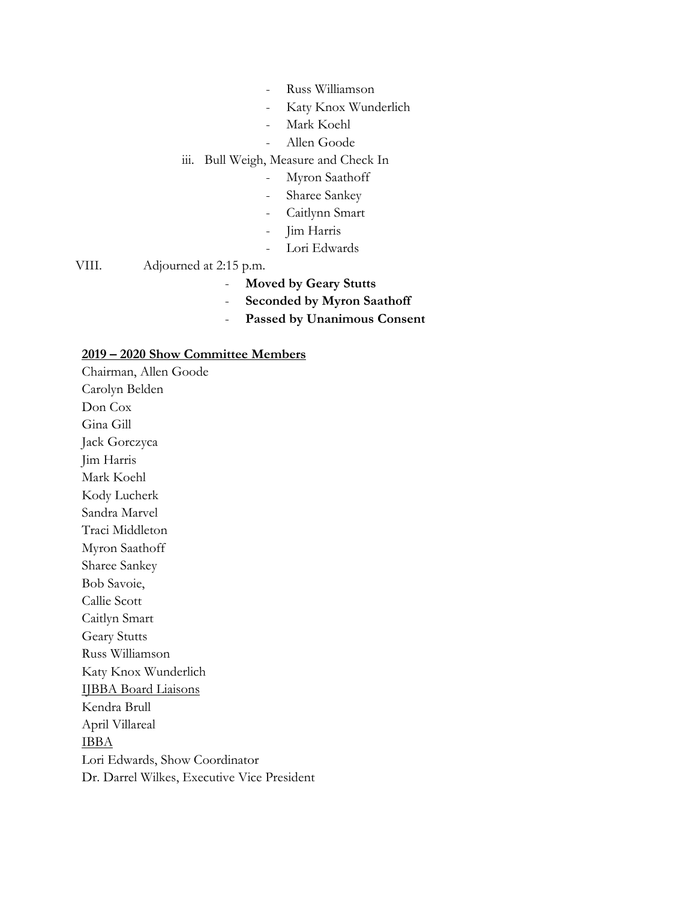- Russ Williamson
- Katy Knox Wunderlich
- Mark Koehl
- Allen Goode

iii. Bull Weigh, Measure and Check In

- Myron Saathoff
- Sharee Sankey
- Caitlynn Smart
- Jim Harris
- Lori Edwards

VIII. Adjourned at 2:15 p.m.

- **Moved by Geary Stutts**
- **Seconded by Myron Saathoff**
- **Passed by Unanimous Consent**

**2019 – 2020 Show Committee Members**

Chairman, Allen Goode
Carolyn Belden
Don Cox
Gina Gill
Jack Gorczyca
Jim Harris
Mark Koehl
Kody Lucherk
Sandra Marvel
Traci Middleton
Myron Saathoff
Sharee Sankey
Bob Savoie,
Callie Scott
Caitlyn Smart
Geary Stutts
Russ Williamson
Katy Knox Wunderlich

IJBBA Board Liaisons

Kendra Brull
April Villareal

IBBA

Lori Edwards, Show Coordinator
Dr. Darrel Wilkes, Executive Vice President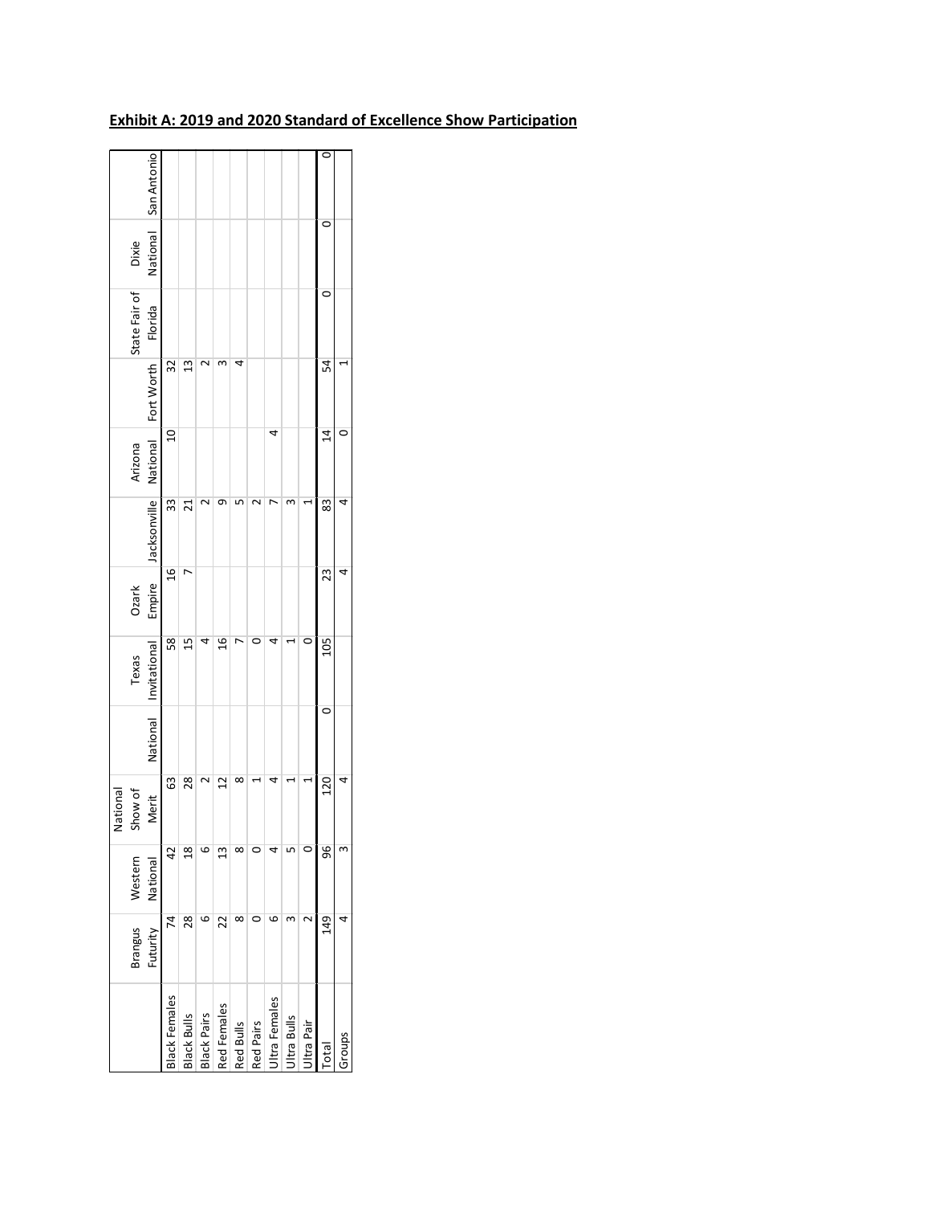**Exhibit A: 2019 and 2020 Standard of Excellence Show Participation**

| | Brangus Futurity | Western National | National Show of Merit | National | Texas Invitational | Ozark Empire | Jacksonville | Arizona National | Fort Worth | State Fair of Florida | Dixie National | San Antonio |
|---|---|---|---|---|---|---|---|---|---|---|---|---|
| Black Females | 74 | 42 | 63 | | 58 | 16 | 33 | 10 | 32 | | | |
| Black Bulls | 28 | 18 | 28 | | 15 | 7 | 21 | | 13 | | | |
| Black Pairs | 6 | 6 | 2 | | 4 | | 2 | | 2 | | | |
| Red Females | 22 | 13 | 12 | | 16 | | 9 | | 3 | | | |
| Red Bulls | 8 | 8 | 8 | | 7 | | 5 | | 4 | | | |
| Red Pairs | 0 | 0 | 1 | | 0 | | 2 | | | | | |
| Ultra Females | 6 | 4 | 4 | | 4 | | 7 | 4 | | | | |
| Ultra Bulls | 3 | 5 | 1 | | 1 | | 3 | | | | | |
| Ultra Pair | 2 | 0 | 1 | | 0 | | 1 | | | | | |
| Total | 149 | 96 | 120 | 0 | 105 | 23 | 83 | 14 | 54 | 0 | 0 | 0 |
| Groups | 4 | 3 | 4 | | | 4 | 4 | 0 | 1 | | | |